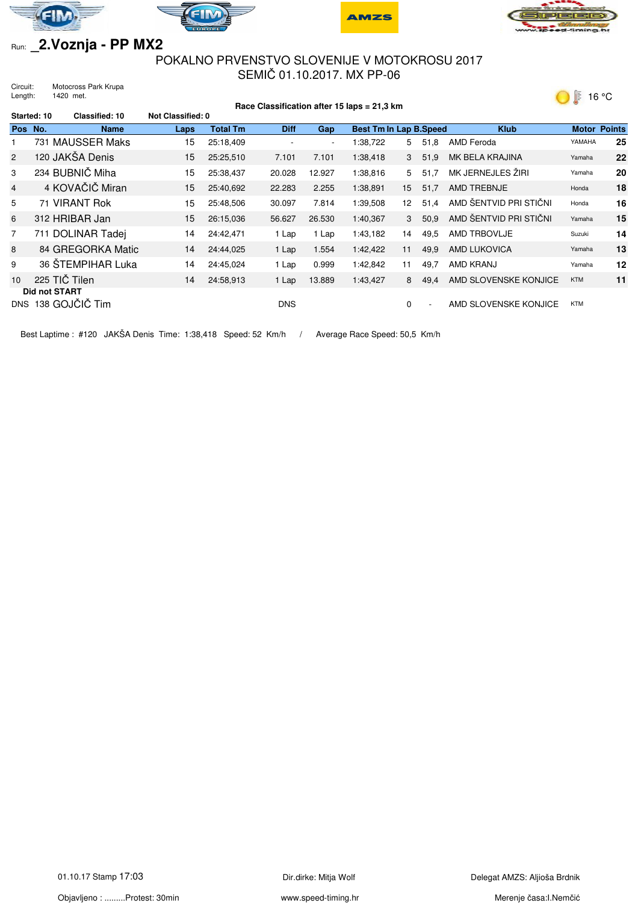Run: _2.Voznja - PP MX2

# POKALNO PRVENSTVO SLOVENIJE V MOTOKROSU 2017
## SEMIČ 01.10.2017. MX PP-06

Circuit: Motocross Park Krupa
Length: 1420 met.

16 °C

**Race Classification after 15 laps = 21,3 km**

**Started: 10** **Classified: 10** **Not Classified: 0**

| Pos | No. | Name | Laps | Total Tm | Diff | Gap | Best Tm | In Lap | B.Speed | Klub | Motor | Points |
|---|---|---|---|---|---|---|---|---|---|---|---|---|
| 1 | 731 | MAUSSER Maks | 15 | 25:18,409 | - | - | 1:38,722 | 5 | 51,8 | AMD Feroda | YAMAHA | 25 |
| 2 | 120 | JAKŠA Denis | 15 | 25:25,510 | 7.101 | 7.101 | 1:38,418 | 3 | 51,9 | MK BELA KRAJINA | Yamaha | 22 |
| 3 | 234 | BUBNIČ Miha | 15 | 25:38,437 | 20.028 | 12.927 | 1:38,816 | 5 | 51,7 | MK JERNEJLES ŽIRI | Yamaha | 20 |
| 4 | 4 | KOVAČIČ Miran | 15 | 25:40,692 | 22.283 | 2.255 | 1:38,891 | 15 | 51,7 | AMD TREBNJE | Honda | 18 |
| 5 | 71 | VIRANT Rok | 15 | 25:48,506 | 30.097 | 7.814 | 1:39,508 | 12 | 51,4 | AMD ŠENTVID PRI STIČNI | Honda | 16 |
| 6 | 312 | HRIBAR Jan | 15 | 26:15,036 | 56.627 | 26.530 | 1:40,367 | 3 | 50,9 | AMD ŠENTVID PRI STIČNI | Yamaha | 15 |
| 7 | 711 | DOLINAR Tadej | 14 | 24:42,471 | 1 Lap | 1 Lap | 1:43,182 | 14 | 49,5 | AMD TRBOVLJE | Suzuki | 14 |
| 8 | 84 | GREGORKA Matic | 14 | 24:44,025 | 1 Lap | 1.554 | 1:42,422 | 11 | 49,9 | AMD LUKOVICA | Yamaha | 13 |
| 9 | 36 | ŠTEMPIHAR Luka | 14 | 24:45,024 | 1 Lap | 0.999 | 1:42,842 | 11 | 49,7 | AMD KRANJ | Yamaha | 12 |
| 10 | 225 | TIČ Tilen | 14 | 24:58,913 | 1 Lap | 13.889 | 1:43,427 | 8 | 49,4 | AMD SLOVENSKE KONJICE | KTM | 11 |
| **Did not START** | | | | | | | | | | | | |
| DNS | 138 | GOJČIČ Tim | | | DNS | | | 0 | - | AMD SLOVENSKE KONJICE | KTM | |

Best Laptime : #120 JAKŠA Denis Time: 1:38,418 Speed: 52 Km/h / Average Race Speed: 50,5 Km/h

01.10.17 Stamp 17:03 Dir.dirke: Mitja Wolf Delegat AMZS: Aljioša Brdnik

Objavljeno : .........Protest: 30min www.speed-timing.hr Merenje časa:I.Nemčić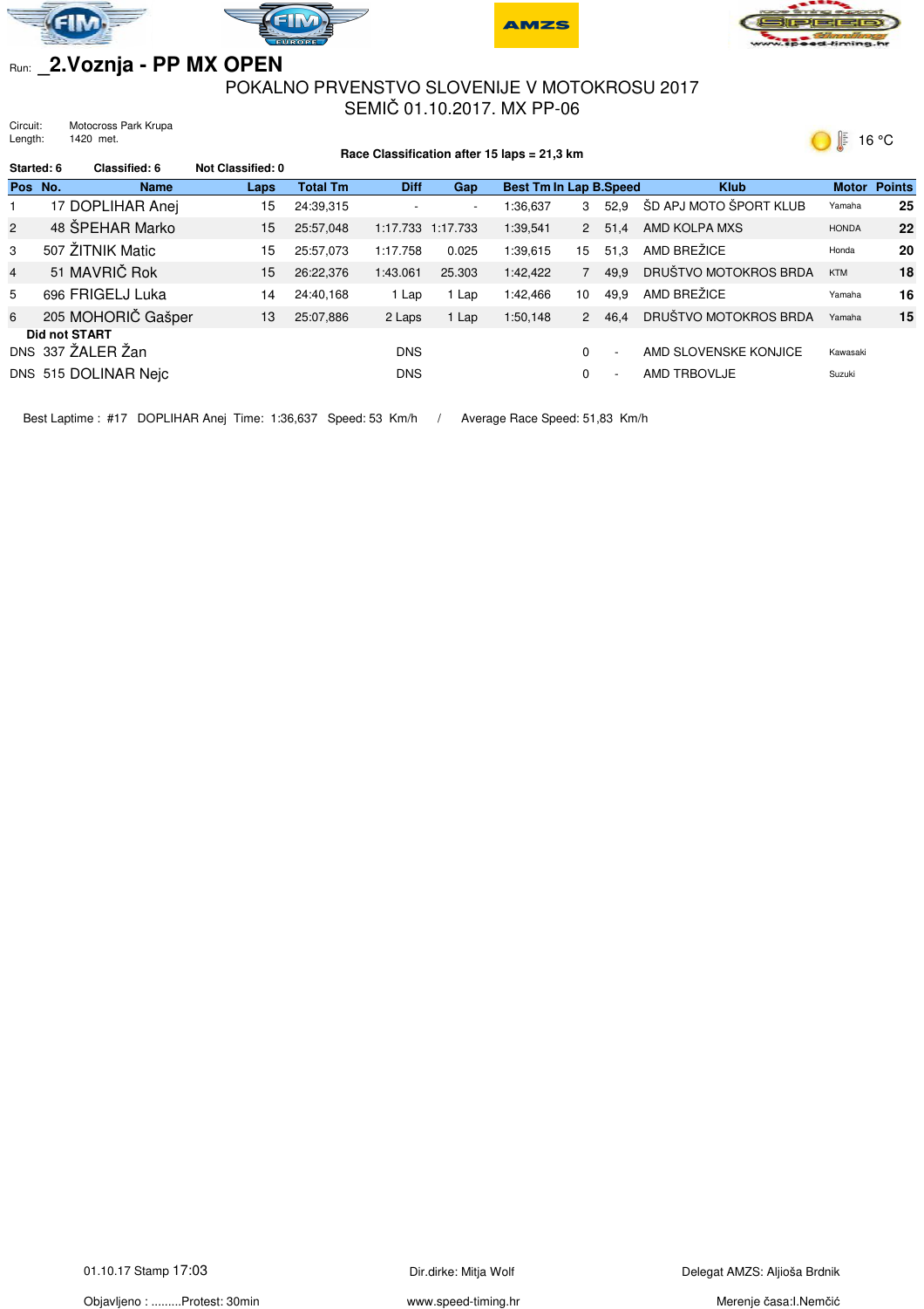Run: **_2.Voznja - PP MX OPEN**

POKALNO PRVENSTVO SLOVENIJE V MOTOKROSU 2017

SEMIČ 01.10.2017. MX PP-06

Circuit: Motocross Park Krupa
Length: 1420 met.

16 °C

**Race Classification after 15 laps = 21,3 km**

**Started: 6 Classified: 6 Not Classified: 0**

| Pos | No. | Name | Laps | Total Tm | Diff | Gap | Best Tm | In Lap | B.Speed | Klub | Motor | Points |
|---|---|---|---|---|---|---|---|---|---|---|---|---|
| 1 | 17 | DOPLIHAR Anej | 15 | 24:39,315 | - | - | 1:36,637 | 3 | 52,9 | ŠD APJ MOTO ŠPORT KLUB | Yamaha | 25 |
| 2 | 48 | ŠPEHAR Marko | 15 | 25:57,048 | 1:17.733 | 1:17.733 | 1:39,541 | 2 | 51,4 | AMD KOLPA MXS | HONDA | 22 |
| 3 | 507 | ŽITNIK Matic | 15 | 25:57,073 | 1:17.758 | 0.025 | 1:39,615 | 15 | 51,3 | AMD BREŽICE | Honda | 20 |
| 4 | 51 | MAVRIČ Rok | 15 | 26:22,376 | 1:43.061 | 25.303 | 1:42,422 | 7 | 49,9 | DRUŠTVO MOTOKROS BRDA | KTM | 18 |
| 5 | 696 | FRIGELJ Luka | 14 | 24:40,168 | 1 Lap | 1 Lap | 1:42,466 | 10 | 49,9 | AMD BREŽICE | Yamaha | 16 |
| 6 | 205 | MOHORIČ Gašper | 13 | 25:07,886 | 2 Laps | 1 Lap | 1:50,148 | 2 | 46,4 | DRUŠTVO MOTOKROS BRDA | Yamaha | 15 |
| **Did not START** | | | | | | | | | | | | |
| DNS | 337 | ŽALER Žan | | | DNS | | | 0 | - | AMD SLOVENSKE KONJICE | Kawasaki | |
| DNS | 515 | DOLINAR Nejc | | | DNS | | | 0 | - | AMD TRBOVLJE | Suzuki | |

Best Laptime : #17 DOPLIHAR Anej Time: 1:36,637 Speed: 53 Km/h / Average Race Speed: 51,83 Km/h

01.10.17 Stamp 17:03 Dir.dirke: Mitja Wolf Delegat AMZS: Aljioša Brdnik

Objavljeno : .........Protest: 30min www.speed-timing.hr Merenje časa:I.Nemčić